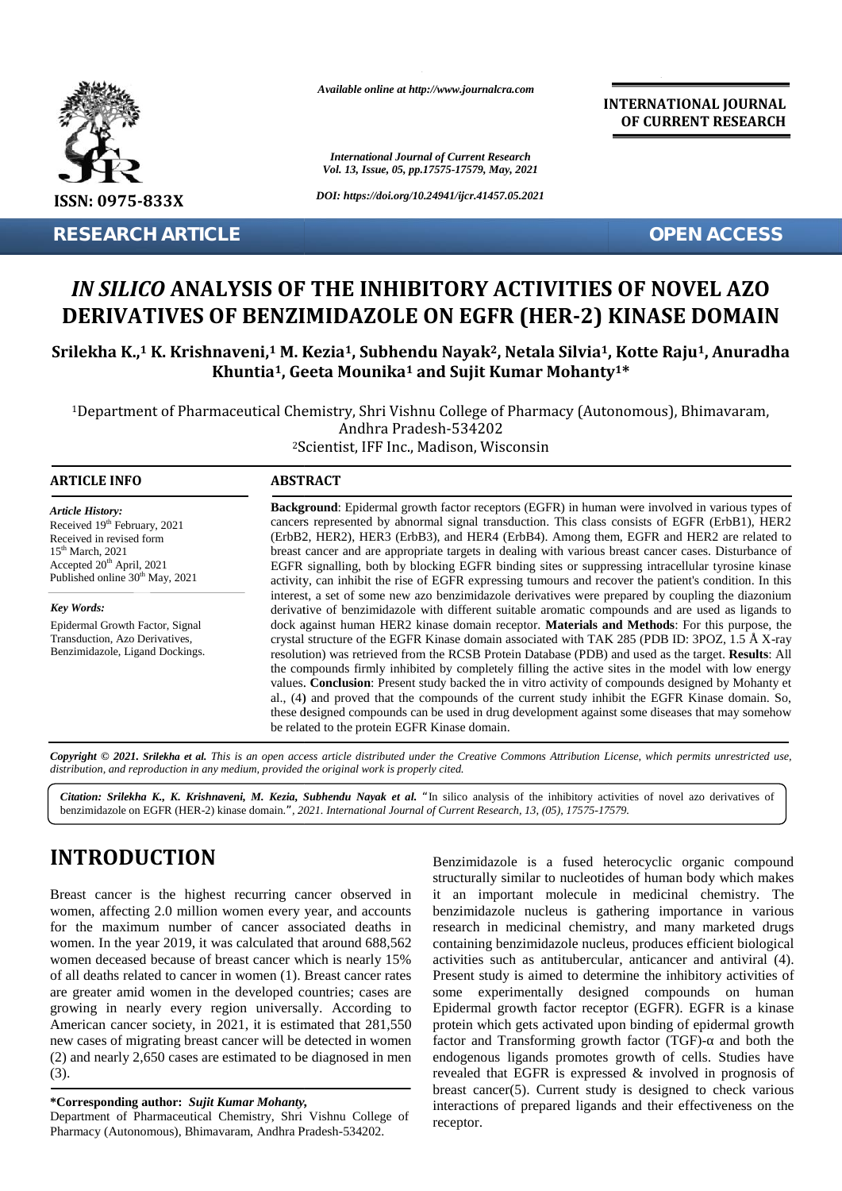*Available online at http://www.journalcra.com*

**INTERNATIONAL JOURNAL OF CURRENT RESEARCH**

*International Journal of Current Research*
*Vol. 13, Issue, 05, pp.17575-17579, May, 2021*

*DOI: https://doi.org/10.24941/ijcr.41457.05.2021*

ISSN: 0975-833X

**RESEARCH ARTICLE** **OPEN ACCESS**

# *IN SILICO* ANALYSIS OF THE INHIBITORY ACTIVITIES OF NOVEL AZO DERIVATIVES OF BENZIMIDAZOLE ON EGFR (HER-2) KINASE DOMAIN

**Srilekha K.,[1] K. Krishnaveni,[1] M. Kezia[1], Subhendu Nayak[2], Netala Silvia[1], Kotte Raju[1], Anuradha Khuntia[1], Geeta Mounika[1] and Sujit Kumar Mohanty[1]***

[1]Department of Pharmaceutical Chemistry, Shri Vishnu College of Pharmacy (Autonomous), Bhimavaram, Andhra Pradesh-534202

[2]Scientist, IFF Inc., Madison, Wisconsin

## ARTICLE INFO

*Article History:*
Received 19th February, 2021
Received in revised form
15th March, 2021
Accepted 20th April, 2021
Published online 30th May, 2021

*Key Words:*
Epidermal Growth Factor, Signal Transduction, Azo Derivatives, Benzimidazole, Ligand Dockings.

## ABSTRACT

**Background**: Epidermal growth factor receptors (EGFR) in human were involved in various types of cancers represented by abnormal signal transduction. This class consists of EGFR (ErbB1), HER2 (ErbB2, HER2), HER3 (ErbB3), and HER4 (ErbB4). Among them, EGFR and HER2 are related to breast cancer and are appropriate targets in dealing with various breast cancer cases. Disturbance of EGFR signalling, both by blocking EGFR binding sites or suppressing intracellular tyrosine kinase activity, can inhibit the rise of EGFR expressing tumours and recover the patient's condition. In this interest, a set of some new azo benzimidazole derivatives were prepared by coupling the diazonium derivative of benzimidazole with different suitable aromatic compounds and are used as ligands to dock against human HER2 kinase domain receptor. **Materials and Methods**: For this purpose, the crystal structure of the EGFR Kinase domain associated with TAK 285 (PDB ID: 3POZ, 1.5 Å X-ray resolution) was retrieved from the RCSB Protein Database (PDB) and used as the target. **Results**: All the compounds firmly inhibited by completely filling the active sites in the model with low energy values. **Conclusion**: Present study backed the in vitro activity of compounds designed by Mohanty et al., (4) and proved that the compounds of the current study inhibit the EGFR Kinase domain. So, these designed compounds can be used in drug development against some diseases that may somehow be related to the protein EGFR Kinase domain.

***Copyright © 2021. Srilekha et al.*** *This is an open access article distributed under the Creative Commons Attribution License, which permits unrestricted use, distribution, and reproduction in any medium, provided the original work is properly cited.*

***Citation: Srilekha K., K. Krishnaveni, M. Kezia, Subhendu Nayak et al.*** "In silico analysis of the inhibitory activities of novel azo derivatives of benzimidazole on EGFR (HER-2) kinase domain.", *2021. International Journal of Current Research, 13, (05), 17575-17579.*

# INTRODUCTION

Breast cancer is the highest recurring cancer observed in women, affecting 2.0 million women every year, and accounts for the maximum number of cancer associated deaths in women. In the year 2019, it was calculated that around 688,562 women deceased because of breast cancer which is nearly 15% of all deaths related to cancer in women (1). Breast cancer rates are greater amid women in the developed countries; cases are growing in nearly every region universally. According to American cancer society, in 2021, it is estimated that 281,550 new cases of migrating breast cancer will be detected in women (2) and nearly 2,650 cases are estimated to be diagnosed in men (3).

Benzimidazole is a fused heterocyclic organic compound structurally similar to nucleotides of human body which makes it an important molecule in medicinal chemistry. The benzimidazole nucleus is gathering importance in various research in medicinal chemistry, and many marketed drugs containing benzimidazole nucleus, produces efficient biological activities such as antitubercular, anticancer and antiviral (4). Present study is aimed to determine the inhibitory activities of some experimentally designed compounds on human Epidermal growth factor receptor (EGFR). EGFR is a kinase protein which gets activated upon binding of epidermal growth factor and Transforming growth factor (TGF)-α and both the endogenous ligands promotes growth of cells. Studies have revealed that EGFR is expressed & involved in prognosis of breast cancer(5). Current study is designed to check various interactions of prepared ligands and their effectiveness on the receptor.

***Corresponding author:** ***Sujit Kumar Mohanty,***
Department of Pharmaceutical Chemistry, Shri Vishnu College of Pharmacy (Autonomous), Bhimavaram, Andhra Pradesh-534202.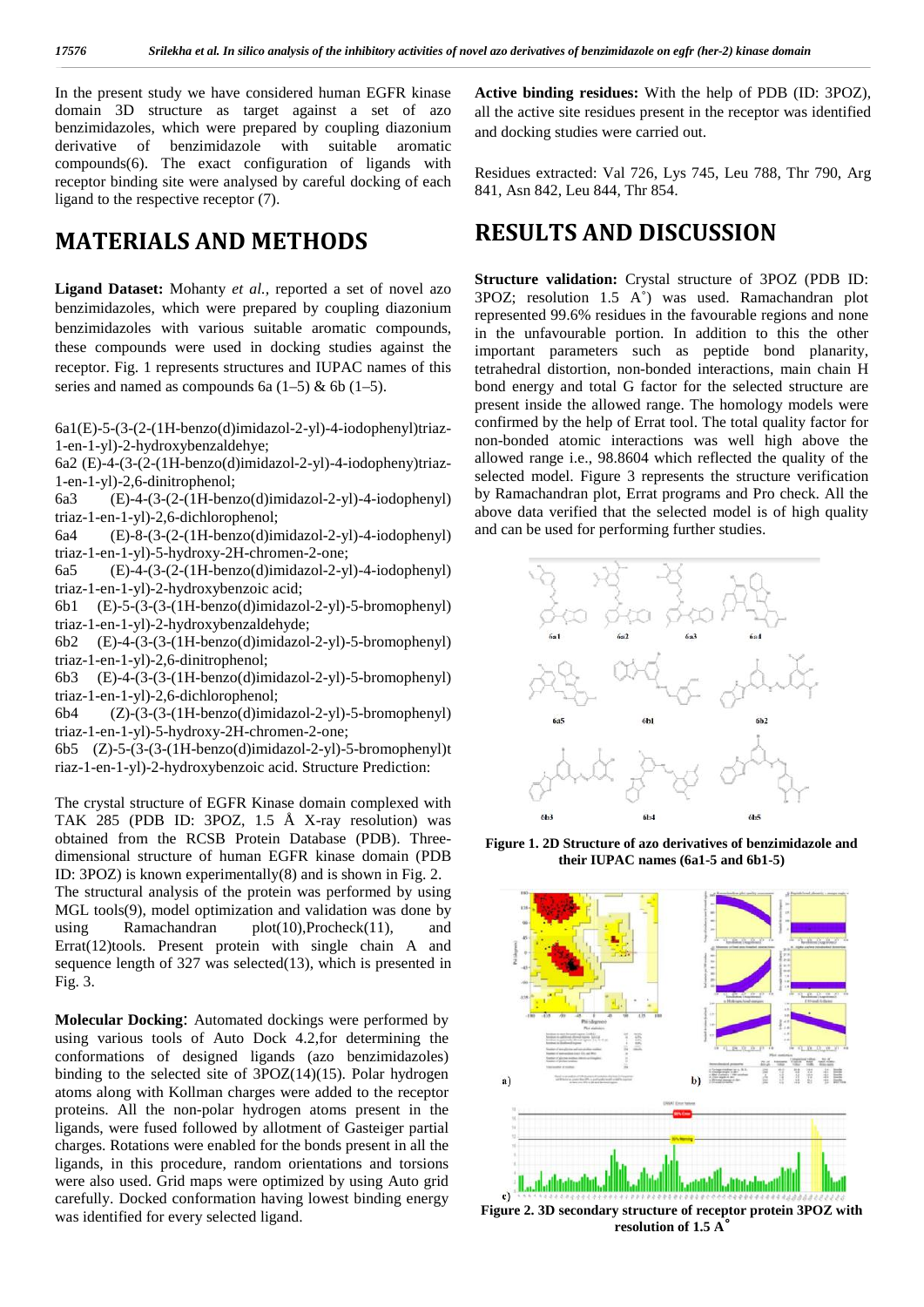In the present study we have considered human EGFR kinase domain 3D structure as target against a set of azo benzimidazoles, which were prepared by coupling diazonium derivative of benzimidazole with suitable aromatic compounds(6). The exact configuration of ligands with receptor binding site were analysed by careful docking of each ligand to the respective receptor (7).

# MATERIALS AND METHODS

**Ligand Dataset:** Mohanty *et al.,* reported a set of novel azo benzimidazoles, which were prepared by coupling diazonium benzimidazoles with various suitable aromatic compounds, these compounds were used in docking studies against the receptor. Fig. 1 represents structures and IUPAC names of this series and named as compounds 6a (1–5) & 6b (1–5).

6a1(E)-5-(3-(2-(1H-benzo(d)imidazol-2-yl)-4-iodophenyl)triaz-1-en-1-yl)-2-hydroxybenzaldehye;

6a2 (E)-4-(3-(2-(1H-benzo(d)imidazol-2-yl)-4-iodopheny)triaz-1-en-1-yl)-2,6-dinitrophenol;

6a3 (E)-4-(3-(2-(1H-benzo(d)imidazol-2-yl)-4-iodophenyl) triaz-1-en-1-yl)-2,6-dichlorophenol;

6a4 (E)-8-(3-(2-(1H-benzo(d)imidazol-2-yl)-4-iodophenyl) triaz-1-en-1-yl)-5-hydroxy-2H-chromen-2-one;

6a5 (E)-4-(3-(2-(1H-benzo(d)imidazol-2-yl)-4-iodophenyl) triaz-1-en-1-yl)-2-hydroxybenzoic acid;

6b1 (E)-5-(3-(3-(1H-benzo(d)imidazol-2-yl)-5-bromophenyl) triaz-1-en-1-yl)-2-hydroxybenzaldehyde;

6b2 (E)-4-(3-(3-(1H-benzo(d)imidazol-2-yl)-5-bromophenyl) triaz-1-en-1-yl)-2,6-dinitrophenol;

6b3 (E)-4-(3-(3-(1H-benzo(d)imidazol-2-yl)-5-bromophenyl) triaz-1-en-1-yl)-2,6-dichlorophenol;

6b4 (Z)-(3-(3-(1H-benzo(d)imidazol-2-yl)-5-bromophenyl) triaz-1-en-1-yl)-5-hydroxy-2H-chromen-2-one;

6b5 (Z)-5-(3-(3-(1H-benzo(d)imidazol-2-yl)-5-bromophenyl)triaz-1-en-1-yl)-2-hydroxybenzoic acid. Structure Prediction:

The crystal structure of EGFR Kinase domain complexed with TAK 285 (PDB ID: 3POZ, 1.5 Å X-ray resolution) was obtained from the RCSB Protein Database (PDB). Three-dimensional structure of human EGFR kinase domain (PDB ID: 3POZ) is known experimentally(8) and is shown in Fig. 2.

The structural analysis of the protein was performed by using MGL tools(9), model optimization and validation was done by using Ramachandran plot(10),Procheck(11), and Errat(12)tools. Present protein with single chain A and sequence length of 327 was selected(13), which is presented in Fig. 3.

**Molecular Docking**: Automated dockings were performed by using various tools of Auto Dock 4.2,for determining the conformations of designed ligands (azo benzimidazoles) binding to the selected site of 3POZ(14)(15). Polar hydrogen atoms along with Kollman charges were added to the receptor proteins. All the non-polar hydrogen atoms present in the ligands, were fused followed by allotment of Gasteiger partial charges. Rotations were enabled for the bonds present in all the ligands, in this procedure, random orientations and torsions were also used. Grid maps were optimized by using Auto grid carefully. Docked conformation having lowest binding energy was identified for every selected ligand.

**Active binding residues:** With the help of PDB (ID: 3POZ), all the active site residues present in the receptor was identified and docking studies were carried out.

Residues extracted: Val 726, Lys 745, Leu 788, Thr 790, Arg 841, Asn 842, Leu 844, Thr 854.

# RESULTS AND DISCUSSION

**Structure validation:** Crystal structure of 3POZ (PDB ID: 3POZ; resolution 1.5 A˚) was used. Ramachandran plot represented 99.6% residues in the favourable regions and none in the unfavourable portion. In addition to this the other important parameters such as peptide bond planarity, tetrahedral distortion, non-bonded interactions, main chain H bond energy and total G factor for the selected structure are present inside the allowed range. The homology models were confirmed by the help of Errat tool. The total quality factor for non-bonded atomic interactions was well high above the allowed range i.e., 98.8604 which reflected the quality of the selected model. Figure 3 represents the structure verification by Ramachandran plot, Errat programs and Pro check. All the above data verified that the selected model is of high quality and can be used for performing further studies.

**Figure 1. 2D Structure of azo derivatives of benzimidazole and their IUPAC names (6a1-5 and 6b1-5)**

**Figure 2. 3D secondary structure of receptor protein 3POZ with resolution of 1.5 A˚**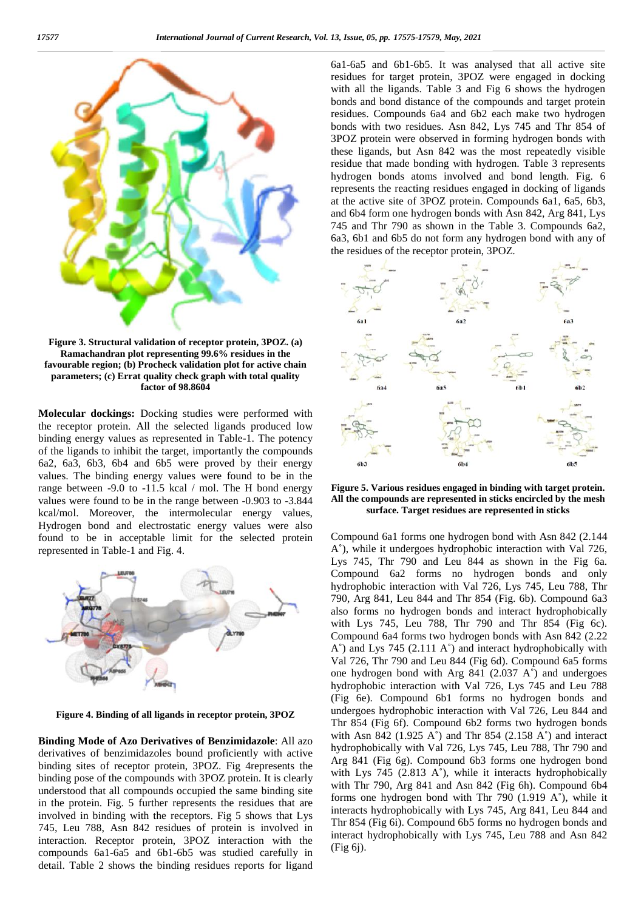Figure 3. Structural validation of receptor protein, 3POZ. (a) Ramachandran plot representing 99.6% residues in the favourable region; (b) Procheck validation plot for active chain parameters; (c) Errat quality check graph with total quality factor of 98.8604

**Molecular dockings:** Docking studies were performed with the receptor protein. All the selected ligands produced low binding energy values as represented in Table-1. The potency of the ligands to inhibit the target, importantly the compounds 6a2, 6a3, 6b3, 6b4 and 6b5 were proved by their energy values. The binding energy values were found to be in the range between -9.0 to -11.5 kcal / mol. The H bond energy values were found to be in the range between -0.903 to -3.844 kcal/mol. Moreover, the intermolecular energy values, Hydrogen bond and electrostatic energy values were also found to be in acceptable limit for the selected protein represented in Table-1 and Fig. 4.

Figure 4. Binding of all ligands in receptor protein, 3POZ

**Binding Mode of Azo Derivatives of Benzimidazole**: All azo derivatives of benzimidazoles bound proficiently with active binding sites of receptor protein, 3POZ. Fig 4represents the binding pose of the compounds with 3POZ protein. It is clearly understood that all compounds occupied the same binding site in the protein. Fig. 5 further represents the residues that are involved in binding with the receptors. Fig 5 shows that Lys 745, Leu 788, Asn 842 residues of protein is involved in interaction. Receptor protein, 3POZ interaction with the compounds 6a1-6a5 and 6b1-6b5 was studied carefully in detail. Table 2 shows the binding residues reports for ligand 6a1-6a5 and 6b1-6b5. It was analysed that all active site residues for target protein, 3POZ were engaged in docking with all the ligands. Table 3 and Fig 6 shows the hydrogen bonds and bond distance of the compounds and target protein residues. Compounds 6a4 and 6b2 each make two hydrogen bonds with two residues. Asn 842, Lys 745 and Thr 854 of 3POZ protein were observed in forming hydrogen bonds with these ligands, but Asn 842 was the most repeatedly visible residue that made bonding with hydrogen. Table 3 represents hydrogen bonds atoms involved and bond length. Fig. 6 represents the reacting residues engaged in docking of ligands at the active site of 3POZ protein. Compounds 6a1, 6a5, 6b3, and 6b4 form one hydrogen bonds with Asn 842, Arg 841, Lys 745 and Thr 790 as shown in the Table 3. Compounds 6a2, 6a3, 6b1 and 6b5 do not form any hydrogen bond with any of the residues of the receptor protein, 3POZ.

Figure 5. Various residues engaged in binding with target protein. All the compounds are represented in sticks encircled by the mesh surface. Target residues are represented in sticks

Compound 6a1 forms one hydrogen bond with Asn 842 (2.144 A˚), while it undergoes hydrophobic interaction with Val 726, Lys 745, Thr 790 and Leu 844 as shown in the Fig 6a. Compound 6a2 forms no hydrogen bonds and only hydrophobic interaction with Val 726, Lys 745, Leu 788, Thr 790, Arg 841, Leu 844 and Thr 854 (Fig. 6b). Compound 6a3 also forms no hydrogen bonds and interact hydrophobically with Lys 745, Leu 788, Thr 790 and Thr 854 (Fig 6c). Compound 6a4 forms two hydrogen bonds with Asn 842 (2.22 A˚) and Lys 745 (2.111 A˚) and interact hydrophobically with Val 726, Thr 790 and Leu 844 (Fig 6d). Compound 6a5 forms one hydrogen bond with Arg 841 (2.037 A˚) and undergoes hydrophobic interaction with Val 726, Lys 745 and Leu 788 (Fig 6e). Compound 6b1 forms no hydrogen bonds and undergoes hydrophobic interaction with Val 726, Leu 844 and Thr 854 (Fig 6f). Compound 6b2 forms two hydrogen bonds with Asn 842 (1.925 A˚) and Thr 854 (2.158 A˚) and interact hydrophobically with Val 726, Lys 745, Leu 788, Thr 790 and Arg 841 (Fig 6g). Compound 6b3 forms one hydrogen bond with Lys 745 (2.813 A˚), while it interacts hydrophobically with Thr 790, Arg 841 and Asn 842 (Fig 6h). Compound 6b4 forms one hydrogen bond with Thr 790 (1.919 A˚), while it interacts hydrophobically with Lys 745, Arg 841, Leu 844 and Thr 854 (Fig 6i). Compound 6b5 forms no hydrogen bonds and interact hydrophobically with Lys 745, Leu 788 and Asn 842 (Fig 6j).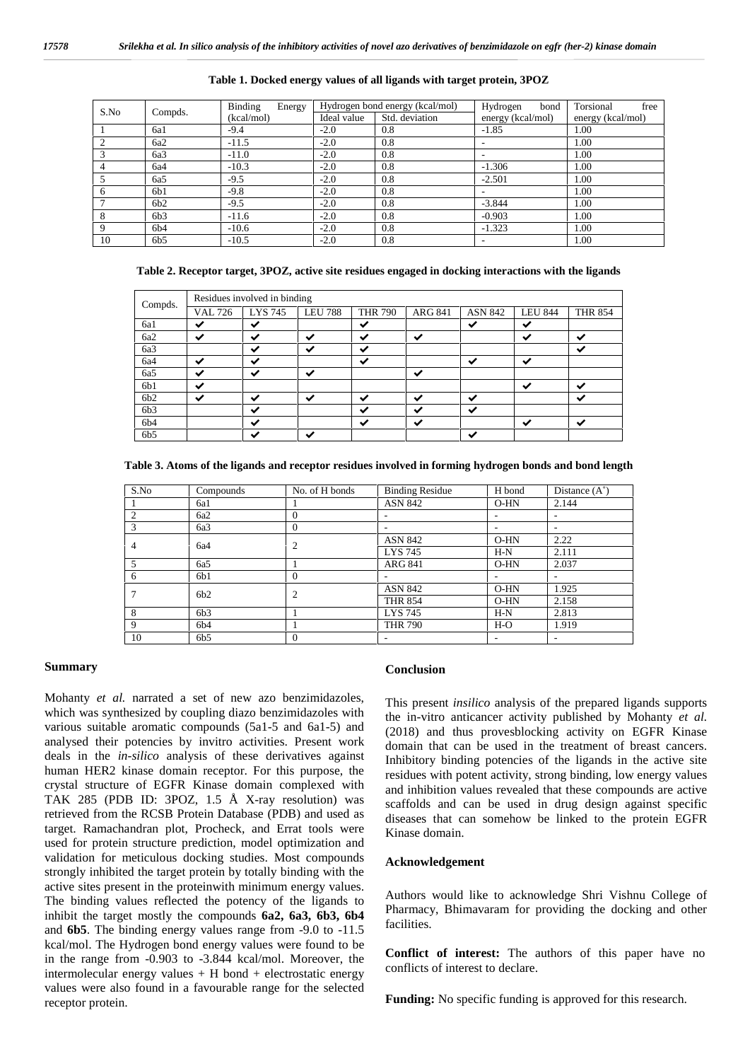**Table 1. Docked energy values of all ligands with target protein, 3POZ**

| S.No | Compds. | Binding Energy (kcal/mol) | Hydrogen bond energy (kcal/mol) | | Hydrogen bond energy (kcal/mol) | Torsional free energy (kcal/mol) |
|---|---|---|---|---|---|---|
| | | | Ideal value | Std. deviation | | |
| 1 | 6a1 | -9.4 | -2.0 | 0.8 | -1.85 | 1.00 |
| 2 | 6a2 | -11.5 | -2.0 | 0.8 | - | 1.00 |
| 3 | 6a3 | -11.0 | -2.0 | 0.8 | - | 1.00 |
| 4 | 6a4 | -10.3 | -2.0 | 0.8 | -1.306 | 1.00 |
| 5 | 6a5 | -9.5 | -2.0 | 0.8 | -2.501 | 1.00 |
| 6 | 6b1 | -9.8 | -2.0 | 0.8 | - | 1.00 |
| 7 | 6b2 | -9.5 | -2.0 | 0.8 | -3.844 | 1.00 |
| 8 | 6b3 | -11.6 | -2.0 | 0.8 | -0.903 | 1.00 |
| 9 | 6b4 | -10.6 | -2.0 | 0.8 | -1.323 | 1.00 |
| 10 | 6b5 | -10.5 | -2.0 | 0.8 | - | 1.00 |

**Table 2. Receptor target, 3POZ, active site residues engaged in docking interactions with the ligands**

| Compds. | Residues involved in binding | | | | | | | |
|---|---|---|---|---|---|---|---|---|
| | VAL 726 | LYS 745 | LEU 788 | THR 790 | ARG 841 | ASN 842 | LEU 844 | THR 854 |
| 6a1 | ✔ | ✔ | | ✔ | | ✔ | ✔ | |
| 6a2 | ✔ | ✔ | ✔ | ✔ | ✔ | | ✔ | ✔ |
| 6a3 | | ✔ | ✔ | ✔ | | | | ✔ |
| 6a4 | ✔ | ✔ | | ✔ | | ✔ | ✔ | |
| 6a5 | ✔ | ✔ | ✔ | | ✔ | | | |
| 6b1 | ✔ | | | | | | ✔ | ✔ |
| 6b2 | ✔ | ✔ | ✔ | ✔ | ✔ | ✔ | | ✔ |
| 6b3 | | ✔ | | ✔ | ✔ | ✔ | | |
| 6b4 | | ✔ | | ✔ | ✔ | | ✔ | ✔ |
| 6b5 | | ✔ | ✔ | | | ✔ | | |

**Table 3. Atoms of the ligands and receptor residues involved in forming hydrogen bonds and bond length**

| S.No | Compounds | No. of H bonds | Binding Residue | H bond | Distance (A°) |
|---|---|---|---|---|---|
| 1 | 6a1 | 1 | ASN 842 | O-HN | 2.144 |
| 2 | 6a2 | 0 | - | - | - |
| 3 | 6a3 | 0 | - | - | - |
| 4 | 6a4 | 2 | ASN 842 | O-HN | 2.22 |
| | | | LYS 745 | H-N | 2.111 |
| 5 | 6a5 | 1 | ARG 841 | O-HN | 2.037 |
| 6 | 6b1 | 0 | - | - | - |
| 7 | 6b2 | 2 | ASN 842 | O-HN | 1.925 |
| | | | THR 854 | O-HN | 2.158 |
| 8 | 6b3 | 1 | LYS 745 | H-N | 2.813 |
| 9 | 6b4 | 1 | THR 790 | H-O | 1.919 |
| 10 | 6b5 | 0 | - | - | - |

## Summary

Mohanty *et al.* narrated a set of new azo benzimidazoles, which was synthesized by coupling diazo benzimidazoles with various suitable aromatic compounds (5a1-5 and 6a1-5) and analysed their potencies by invitro activities. Present work deals in the *in-silico* analysis of these derivatives against human HER2 kinase domain receptor. For this purpose, the crystal structure of EGFR Kinase domain complexed with TAK 285 (PDB ID: 3POZ, 1.5 Å X-ray resolution) was retrieved from the RCSB Protein Database (PDB) and used as target. Ramachandran plot, Procheck, and Errat tools were used for protein structure prediction, model optimization and validation for meticulous docking studies. Most compounds strongly inhibited the target protein by totally binding with the active sites present in the proteinwith minimum energy values. The binding values reflected the potency of the ligands to inhibit the target mostly the compounds **6a2, 6a3, 6b3, 6b4** and **6b5**. The binding energy values range from -9.0 to -11.5 kcal/mol. The Hydrogen bond energy values were found to be in the range from -0.903 to -3.844 kcal/mol. Moreover, the intermolecular energy values + H bond + electrostatic energy values were also found in a favourable range for the selected receptor protein.

## Conclusion

This present *insilico* analysis of the prepared ligands supports the in-vitro anticancer activity published by Mohanty *et al.* (2018) and thus provesblocking activity on EGFR Kinase domain that can be used in the treatment of breast cancers. Inhibitory binding potencies of the ligands in the active site residues with potent activity, strong binding, low energy values and inhibition values revealed that these compounds are active scaffolds and can be used in drug design against specific diseases that can somehow be linked to the protein EGFR Kinase domain.

## Acknowledgement

Authors would like to acknowledge Shri Vishnu College of Pharmacy, Bhimavaram for providing the docking and other facilities.

**Conflict of interest:** The authors of this paper have no conflicts of interest to declare.

**Funding:** No specific funding is approved for this research.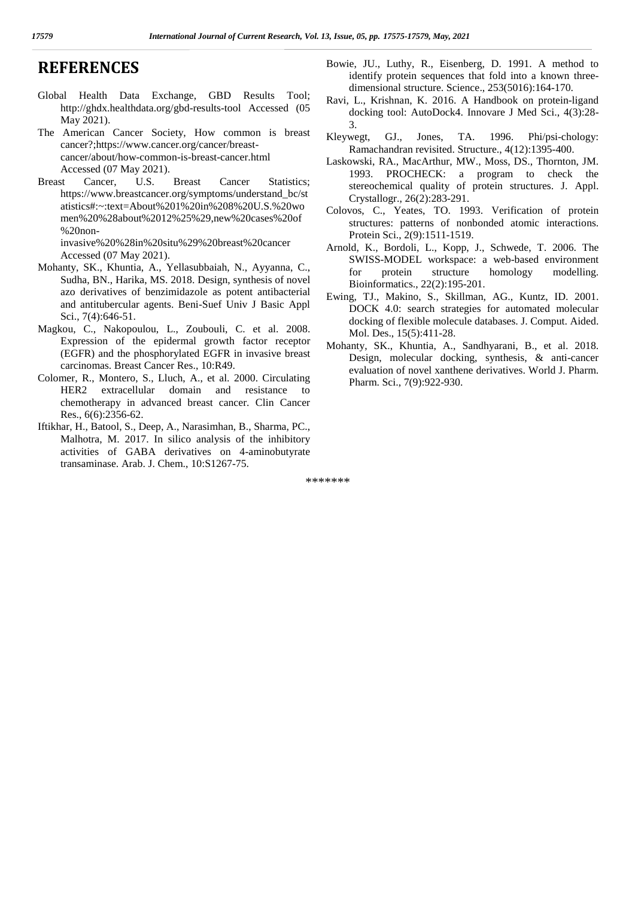# REFERENCES

Global Health Data Exchange, GBD Results Tool; http://ghdx.healthdata.org/gbd-results-tool Accessed (05 May 2021).

The American Cancer Society, How common is breast cancer?;https://www.cancer.org/cancer/breast-cancer/about/how-common-is-breast-cancer.html Accessed (07 May 2021).

Breast Cancer, U.S. Breast Cancer Statistics; https://www.breastcancer.org/symptoms/understand_bc/statistics#:~:text=About%201%20in%208%20U.S.%20women%20%28about%2012%25%29,new%20cases%20of%20non-invasive%20%28in%20situ%29%20breast%20cancer Accessed (07 May 2021).

Mohanty, SK., Khuntia, A., Yellasubbaiah, N., Ayyanna, C., Sudha, BN., Harika, MS. 2018. Design, synthesis of novel azo derivatives of benzimidazole as potent antibacterial and antitubercular agents. Beni-Suef Univ J Basic Appl Sci., 7(4):646-51.

Magkou, C., Nakopoulou, L., Zoubouli, C. et al. 2008. Expression of the epidermal growth factor receptor (EGFR) and the phosphorylated EGFR in invasive breast carcinomas. Breast Cancer Res., 10:R49.

Colomer, R., Montero, S., Lluch, A., et al. 2000. Circulating HER2 extracellular domain and resistance to chemotherapy in advanced breast cancer. Clin Cancer Res., 6(6):2356-62.

Iftikhar, H., Batool, S., Deep, A., Narasimhan, B., Sharma, PC., Malhotra, M. 2017. In silico analysis of the inhibitory activities of GABA derivatives on 4-aminobutyrate transaminase. Arab. J. Chem., 10:S1267-75.

Bowie, JU., Luthy, R., Eisenberg, D. 1991. A method to identify protein sequences that fold into a known three-dimensional structure. Science., 253(5016):164-170.

Ravi, L., Krishnan, K. 2016. A Handbook on protein-ligand docking tool: AutoDock4. Innovare J Med Sci., 4(3):28-3.

Kleywegt, GJ., Jones, TA. 1996. Phi/psi-chology: Ramachandran revisited. Structure., 4(12):1395-400.

Laskowski, RA., MacArthur, MW., Moss, DS., Thornton, JM. 1993. PROCHECK: a program to check the stereochemical quality of protein structures. J. Appl. Crystallogr., 26(2):283-291.

Colovos, C., Yeates, TO. 1993. Verification of protein structures: patterns of nonbonded atomic interactions. Protein Sci., 2(9):1511-1519.

Arnold, K., Bordoli, L., Kopp, J., Schwede, T. 2006. The SWISS-MODEL workspace: a web-based environment for protein structure homology modelling. Bioinformatics., 22(2):195-201.

Ewing, TJ., Makino, S., Skillman, AG., Kuntz, ID. 2001. DOCK 4.0: search strategies for automated molecular docking of flexible molecule databases. J. Comput. Aided. Mol. Des., 15(5):411-28.

Mohanty, SK., Khuntia, A., Sandhyarani, B., et al. 2018. Design, molecular docking, synthesis, & anti-cancer evaluation of novel xanthene derivatives. World J. Pharm. Pharm. Sci., 7(9):922-930.

*******